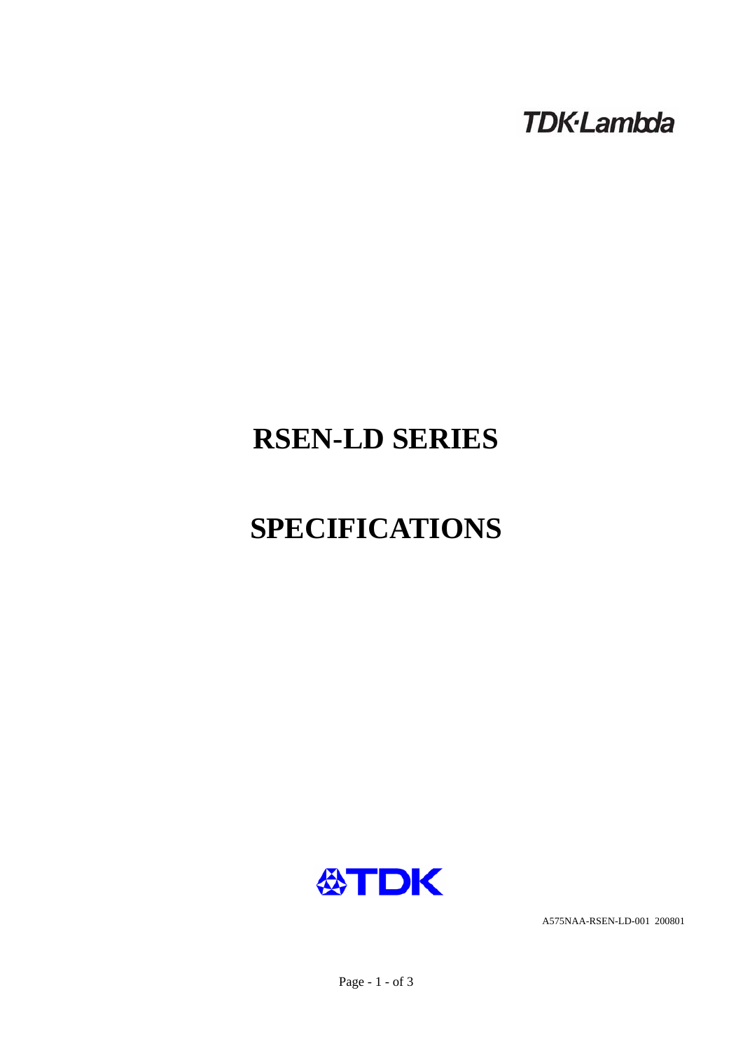TDK·Lambda

# RSEN-LD SERIES

# SPECIFICATIONS

TDK

A575NAA-RSEN-LD-001 200801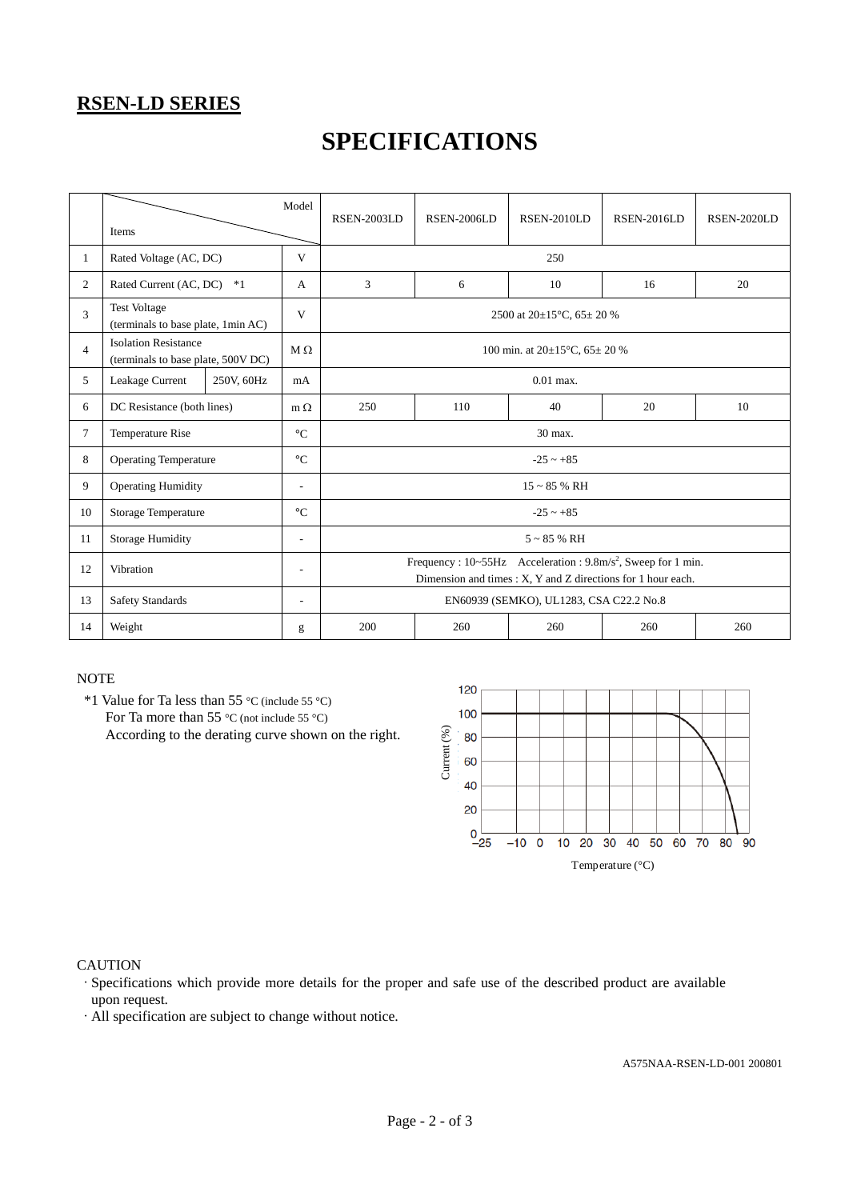**RSEN-LD SERIES**

# SPECIFICATIONS

| | Items \ Model | | | RSEN-2003LD | RSEN-2006LD | RSEN-2010LD | RSEN-2016LD | RSEN-2020LD |
|---|---|---|---|---|---|---|---|---|
| 1 | Rated Voltage (AC, DC) | | V | 250 | | | | |
| 2 | Rated Current (AC, DC) *1 | | A | 3 | 6 | 10 | 16 | 20 |
| 3 | Test Voltage (terminals to base plate, 1min AC) | | V | 2500 at 20±15°C, 65± 20 % | | | | |
| 4 | Isolation Resistance (terminals to base plate, 500V DC) | | M Ω | 100 min. at 20±15°C, 65± 20 % | | | | |
| 5 | Leakage Current | 250V, 60Hz | mA | 0.01 max. | | | | |
| 6 | DC Resistance (both lines) | | m Ω | 250 | 110 | 40 | 20 | 10 |
| 7 | Temperature Rise | | °C | 30 max. | | | | |
| 8 | Operating Temperature | | °C | -25 ~ +85 | | | | |
| 9 | Operating Humidity | | - | 15 ~ 85 % RH | | | | |
| 10 | Storage Temperature | | °C | -25 ~ +85 | | | | |
| 11 | Storage Humidity | | - | 5 ~ 85 % RH | | | | |
| 12 | Vibration | | - | Frequency : 10~55Hz Acceleration : 9.8m/s$^2$, Sweep for 1 min. Dimension and times : X, Y and Z directions for 1 hour each. | | | | |
| 13 | Safety Standards | | - | EN60939 (SEMKO), UL1283, CSA C22.2 No.8 | | | | |
| 14 | Weight | | g | 200 | 260 | 260 | 260 | 260 |

NOTE

*1 Value for Ta less than 55 °C (include 55 °C)
For Ta more than 55 °C (not include 55 °C)
According to the derating curve shown on the right.

CAUTION

- Specifications which provide more details for the proper and safe use of the described product are available upon request.
- All specification are subject to change without notice.

A575NAA-RSEN-LD-001 200801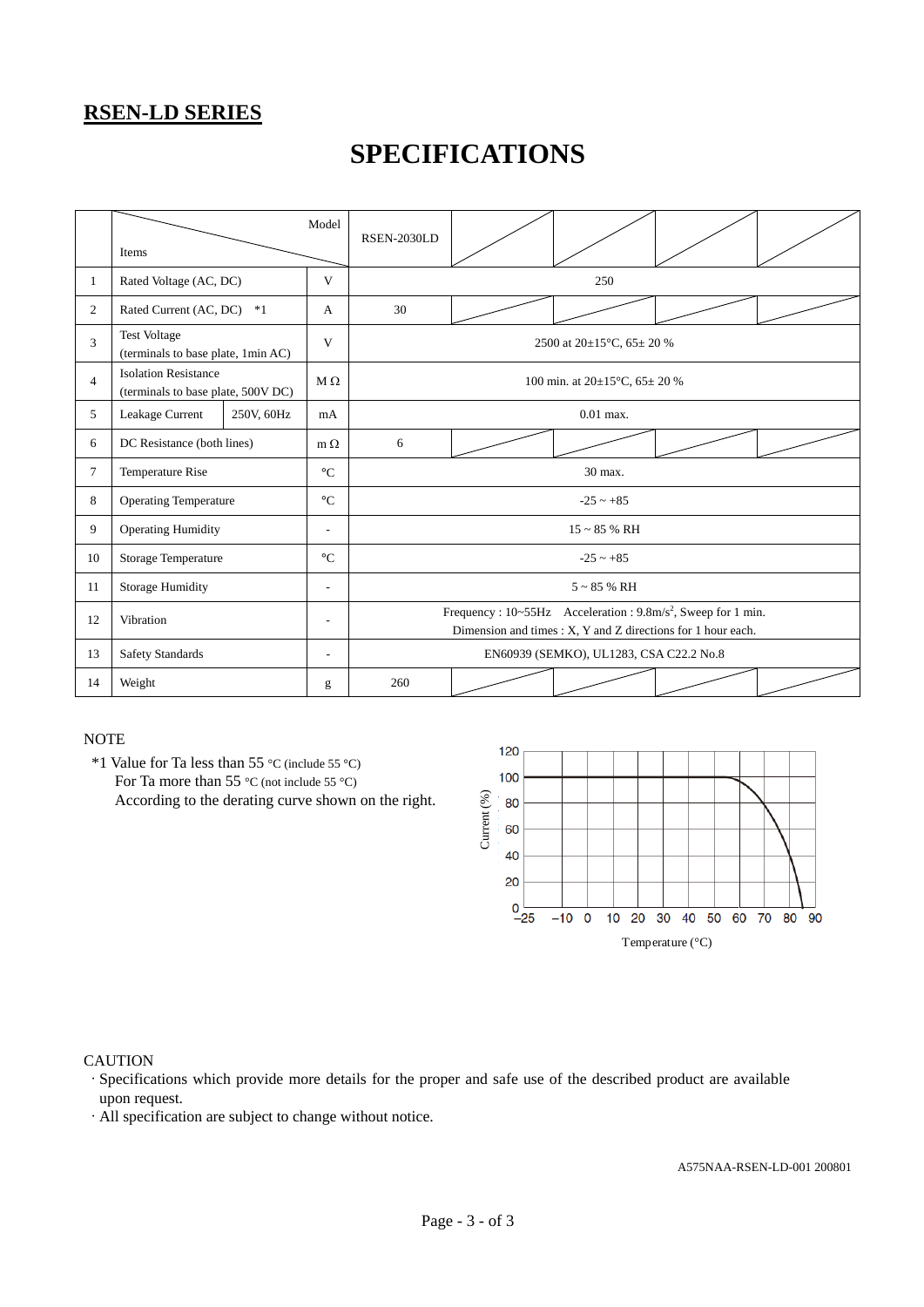## RSEN-LD SERIES

# SPECIFICATIONS

| | Items / Model | | | RSEN-2030LD | | | | |
|---|---|---|---|---|---|---|---|---|
| 1 | Rated Voltage (AC, DC) | | V | 250 | | | | |
| 2 | Rated Current (AC, DC) *1 | | A | 30 | | | | |
| 3 | Test Voltage (terminals to base plate, 1min AC) | | V | 2500 at 20±15°C, 65± 20 % | | | | |
| 4 | Isolation Resistance (terminals to base plate, 500V DC) | | M Ω | 100 min. at 20±15°C, 65± 20 % | | | | |
| 5 | Leakage Current | 250V, 60Hz | mA | 0.01 max. | | | | |
| 6 | DC Resistance (both lines) | | m Ω | 6 | | | | |
| 7 | Temperature Rise | | °C | 30 max. | | | | |
| 8 | Operating Temperature | | °C | -25 ~ +85 | | | | |
| 9 | Operating Humidity | | - | 15 ~ 85 % RH | | | | |
| 10 | Storage Temperature | | °C | -25 ~ +85 | | | | |
| 11 | Storage Humidity | | - | 5 ~ 85 % RH | | | | |
| 12 | Vibration | | - | Frequency : 10~55Hz Acceleration : 9.8m/s$^2$, Sweep for 1 min. Dimension and times : X, Y and Z directions for 1 hour each. | | | | |
| 13 | Safety Standards | | - | EN60939 (SEMKO), UL1283, CSA C22.2 No.8 | | | | |
| 14 | Weight | | g | 260 | | | | |

NOTE

*1 Value for Ta less than 55 °C (include 55 °C)
For Ta more than 55 °C (not include 55 °C)
According to the derating curve shown on the right.

Current (%)
120
100
80
60
40
20
0
−25 −10 0 10 20 30 40 50 60 70 80 90
Temperature (°C)

CAUTION

- Specifications which provide more details for the proper and safe use of the described product are available upon request.
- All specification are subject to change without notice.

A575NAA-RSEN-LD-001 200801